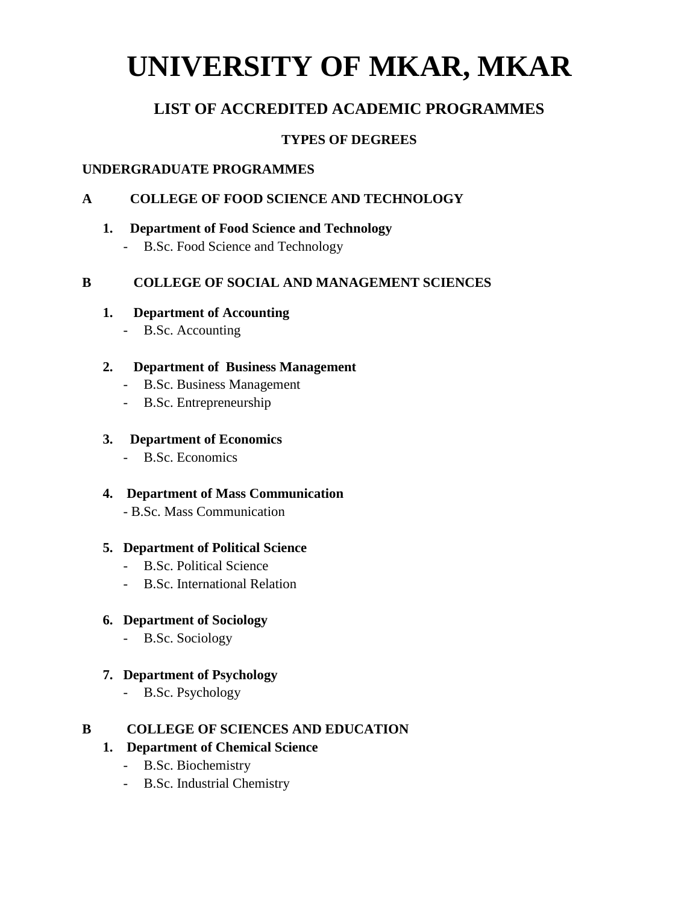# UNIVERSITY OF MKAR, MKAR

## LIST OF ACCREDITED ACADEMIC PROGRAMMES

### TYPES OF DEGREES

**UNDERGRADUATE PROGRAMMES**

**A COLLEGE OF FOOD SCIENCE AND TECHNOLOGY**

1. **Department of Food Science and Technology**
   - B.Sc. Food Science and Technology

**B COLLEGE OF SOCIAL AND MANAGEMENT SCIENCES**

1. **Department of Accounting**
   - B.Sc. Accounting

2. **Department of Business Management**
   - B.Sc. Business Management
   - B.Sc. Entrepreneurship

3. **Department of Economics**
   - B.Sc. Economics

4. **Department of Mass Communication**
   - B.Sc. Mass Communication

5. **Department of Political Science**
   - B.Sc. Political Science
   - B.Sc. International Relation

6. **Department of Sociology**
   - B.Sc. Sociology

7. **Department of Psychology**
   - B.Sc. Psychology

**B COLLEGE OF SCIENCES AND EDUCATION**

1. **Department of Chemical Science**
   - B.Sc. Biochemistry
   - B.Sc. Industrial Chemistry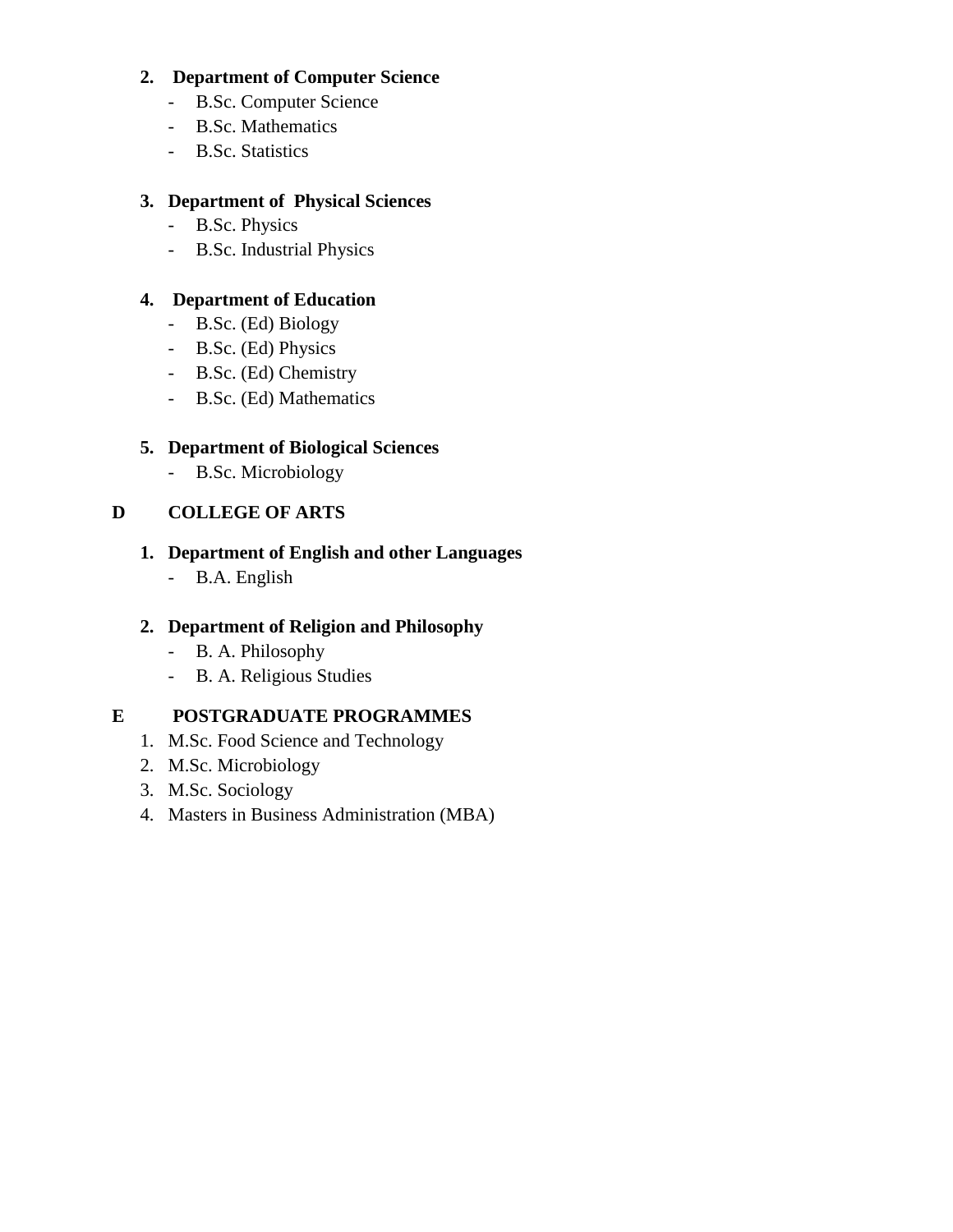**2. Department of Computer Science**

- B.Sc. Computer Science
- B.Sc. Mathematics
- B.Sc. Statistics

**3. Department of Physical Sciences**

- B.Sc. Physics
- B.Sc. Industrial Physics

**4. Department of Education**

- B.Sc. (Ed) Biology
- B.Sc. (Ed) Physics
- B.Sc. (Ed) Chemistry
- B.Sc. (Ed) Mathematics

**5. Department of Biological Sciences**

- B.Sc. Microbiology

## D COLLEGE OF ARTS

**1. Department of English and other Languages**

- B.A. English

**2. Department of Religion and Philosophy**

- B. A. Philosophy
- B. A. Religious Studies

## E POSTGRADUATE PROGRAMMES

1. M.Sc. Food Science and Technology
2. M.Sc. Microbiology
3. M.Sc. Sociology
4. Masters in Business Administration (MBA)